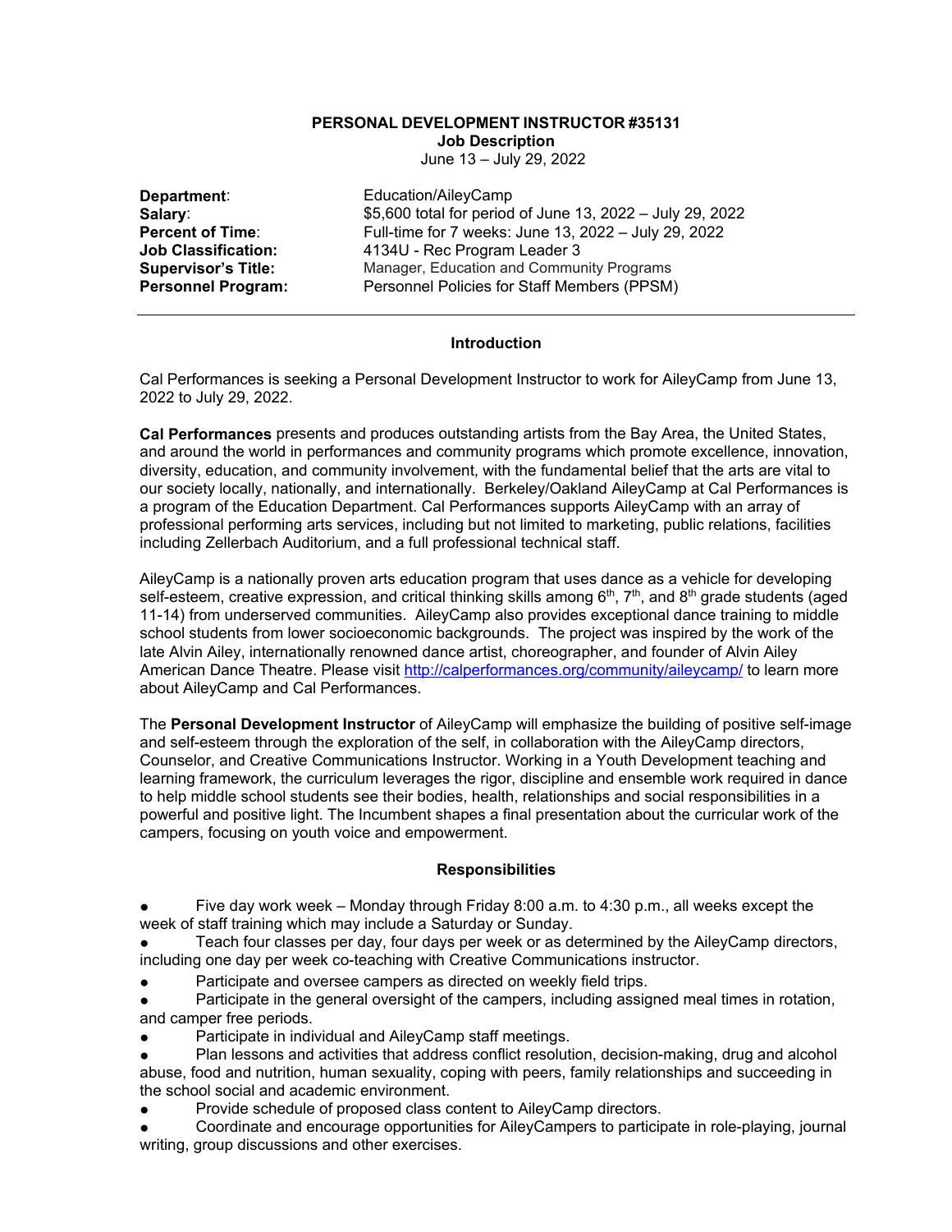# PERSONAL DEVELOPMENT INSTRUCTOR #35131

**Job Description**

June 13 – July 29, 2022

| | |
|---|---|
| **Department**: | Education/AileyCamp |
| **Salary**: | $5,600 total for period of June 13, 2022 – July 29, 2022 |
| **Percent of Time**: | Full-time for 7 weeks: June 13, 2022 – July 29, 2022 |
| **Job Classification:** | 4134U - Rec Program Leader 3 |
| **Supervisor's Title:** | Manager, Education and Community Programs |
| **Personnel Program:** | Personnel Policies for Staff Members (PPSM) |

---

## Introduction

Cal Performances is seeking a Personal Development Instructor to work for AileyCamp from June 13, 2022 to July 29, 2022.

**Cal Performances** presents and produces outstanding artists from the Bay Area, the United States, and around the world in performances and community programs which promote excellence, innovation, diversity, education, and community involvement, with the fundamental belief that the arts are vital to our society locally, nationally, and internationally. Berkeley/Oakland AileyCamp at Cal Performances is a program of the Education Department. Cal Performances supports AileyCamp with an array of professional performing arts services, including but not limited to marketing, public relations, facilities including Zellerbach Auditorium, and a full professional technical staff.

AileyCamp is a nationally proven arts education program that uses dance as a vehicle for developing self-esteem, creative expression, and critical thinking skills among 6th, 7th, and 8th grade students (aged 11-14) from underserved communities. AileyCamp also provides exceptional dance training to middle school students from lower socioeconomic backgrounds. The project was inspired by the work of the late Alvin Ailey, internationally renowned dance artist, choreographer, and founder of Alvin Ailey American Dance Theatre. Please visit http://calperformances.org/community/aileycamp/ to learn more about AileyCamp and Cal Performances.

The **Personal Development Instructor** of AileyCamp will emphasize the building of positive self-image and self-esteem through the exploration of the self, in collaboration with the AileyCamp directors, Counselor, and Creative Communications Instructor. Working in a Youth Development teaching and learning framework, the curriculum leverages the rigor, discipline and ensemble work required in dance to help middle school students see their bodies, health, relationships and social responsibilities in a powerful and positive light. The Incumbent shapes a final presentation about the curricular work of the campers, focusing on youth voice and empowerment.

## Responsibilities

- Five day work week – Monday through Friday 8:00 a.m. to 4:30 p.m., all weeks except the week of staff training which may include a Saturday or Sunday.
- Teach four classes per day, four days per week or as determined by the AileyCamp directors, including one day per week co-teaching with Creative Communications instructor.
- Participate and oversee campers as directed on weekly field trips.
- Participate in the general oversight of the campers, including assigned meal times in rotation, and camper free periods.
- Participate in individual and AileyCamp staff meetings.
- Plan lessons and activities that address conflict resolution, decision-making, drug and alcohol abuse, food and nutrition, human sexuality, coping with peers, family relationships and succeeding in the school social and academic environment.
- Provide schedule of proposed class content to AileyCamp directors.
- Coordinate and encourage opportunities for AileyCampers to participate in role-playing, journal writing, group discussions and other exercises.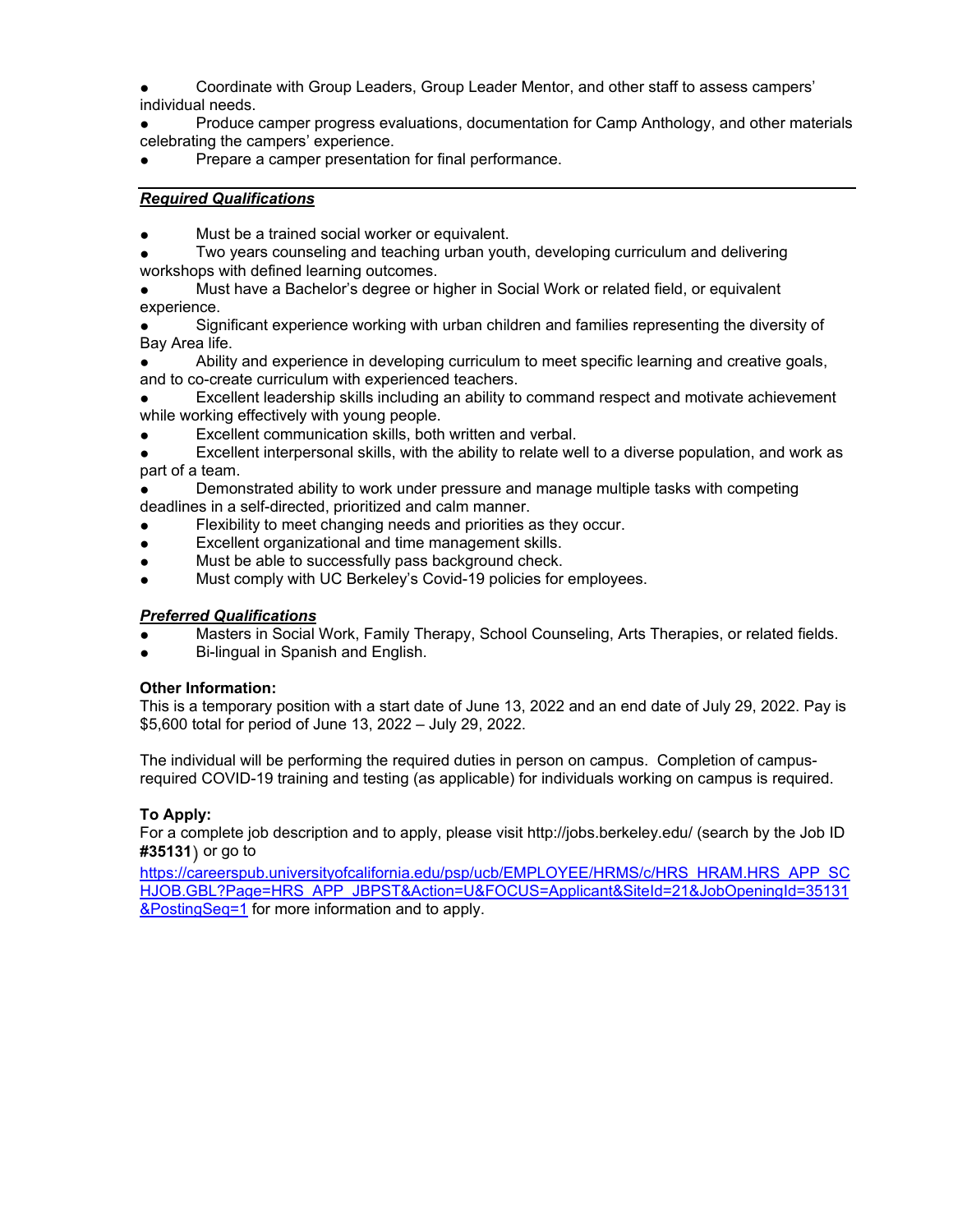- Coordinate with Group Leaders, Group Leader Mentor, and other staff to assess campers' individual needs.
- Produce camper progress evaluations, documentation for Camp Anthology, and other materials celebrating the campers' experience.
- Prepare a camper presentation for final performance.

---

***Required Qualifications***

- Must be a trained social worker or equivalent.
- Two years counseling and teaching urban youth, developing curriculum and delivering workshops with defined learning outcomes.
- Must have a Bachelor's degree or higher in Social Work or related field, or equivalent experience.
- Significant experience working with urban children and families representing the diversity of Bay Area life.
- Ability and experience in developing curriculum to meet specific learning and creative goals, and to co-create curriculum with experienced teachers.
- Excellent leadership skills including an ability to command respect and motivate achievement while working effectively with young people.
- Excellent communication skills, both written and verbal.
- Excellent interpersonal skills, with the ability to relate well to a diverse population, and work as part of a team.
- Demonstrated ability to work under pressure and manage multiple tasks with competing deadlines in a self-directed, prioritized and calm manner.
- Flexibility to meet changing needs and priorities as they occur.
- Excellent organizational and time management skills.
- Must be able to successfully pass background check.
- Must comply with UC Berkeley's Covid-19 policies for employees.

***Preferred Qualifications***

- Masters in Social Work, Family Therapy, School Counseling, Arts Therapies, or related fields.
- Bi-lingual in Spanish and English.

**Other Information:**

This is a temporary position with a start date of June 13, 2022 and an end date of July 29, 2022. Pay is $5,600 total for period of June 13, 2022 – July 29, 2022.

The individual will be performing the required duties in person on campus. Completion of campus-required COVID-19 training and testing (as applicable) for individuals working on campus is required.

**To Apply:**

For a complete job description and to apply, please visit http://jobs.berkeley.edu/ (search by the Job ID **#35131**) or go to https://careerspub.universityofcalifornia.edu/psp/ucb/EMPLOYEE/HRMS/c/HRS_HRAM.HRS_APP_SCHJOB.GBL?Page=HRS_APP_JBPST&Action=U&FOCUS=Applicant&SiteId=21&JobOpeningId=35131&PostingSeq=1 for more information and to apply.